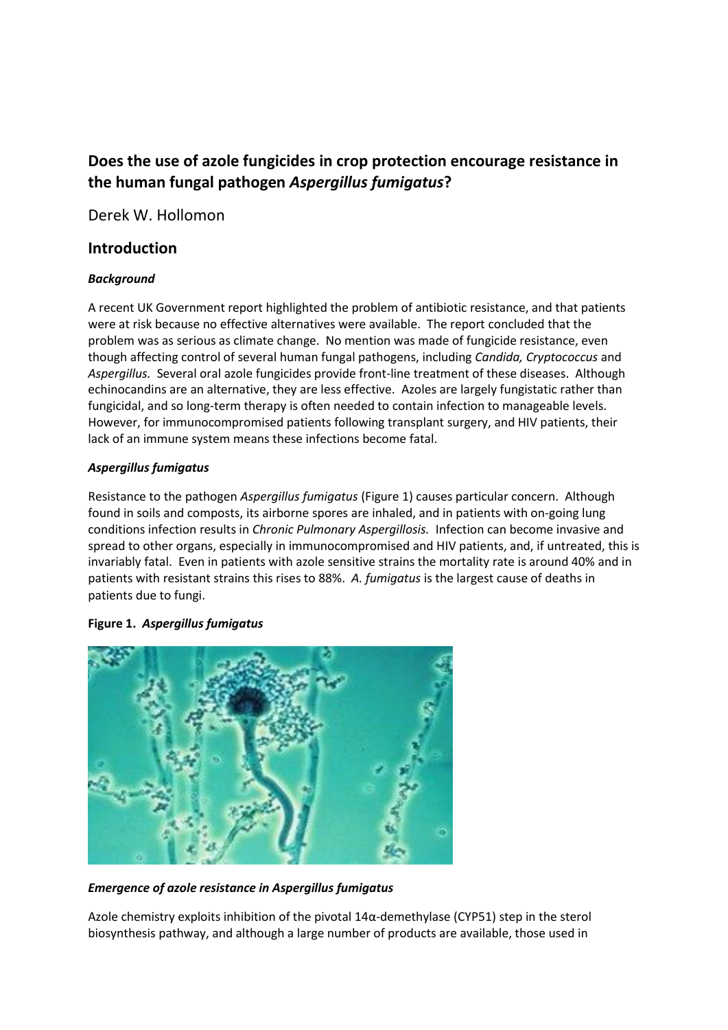# Does the use of azole fungicides in crop protection encourage resistance in the human fungal pathogen *Aspergillus fumigatus*?

Derek W. Hollomon

## Introduction

### *Background*

A recent UK Government report highlighted the problem of antibiotic resistance, and that patients were at risk because no effective alternatives were available. The report concluded that the problem was as serious as climate change. No mention was made of fungicide resistance, even though affecting control of several human fungal pathogens, including *Candida, Cryptococcus* and *Aspergillus.* Several oral azole fungicides provide front-line treatment of these diseases. Although echinocandins are an alternative, they are less effective. Azoles are largely fungistatic rather than fungicidal, and so long-term therapy is often needed to contain infection to manageable levels. However, for immunocompromised patients following transplant surgery, and HIV patients, their lack of an immune system means these infections become fatal.

### *Aspergillus fumigatus*

Resistance to the pathogen *Aspergillus fumigatus* (Figure 1) causes particular concern. Although found in soils and composts, its airborne spores are inhaled, and in patients with on-going lung conditions infection results in *Chronic Pulmonary Aspergillosis.* Infection can become invasive and spread to other organs, especially in immunocompromised and HIV patients, and, if untreated, this is invariably fatal. Even in patients with azole sensitive strains the mortality rate is around 40% and in patients with resistant strains this rises to 88%. *A. fumigatus* is the largest cause of deaths in patients due to fungi.

**Figure 1.** ***Aspergillus fumigatus***

### *Emergence of azole resistance in Aspergillus fumigatus*

Azole chemistry exploits inhibition of the pivotal 14α-demethylase (CYP51) step in the sterol biosynthesis pathway, and although a large number of products are available, those used in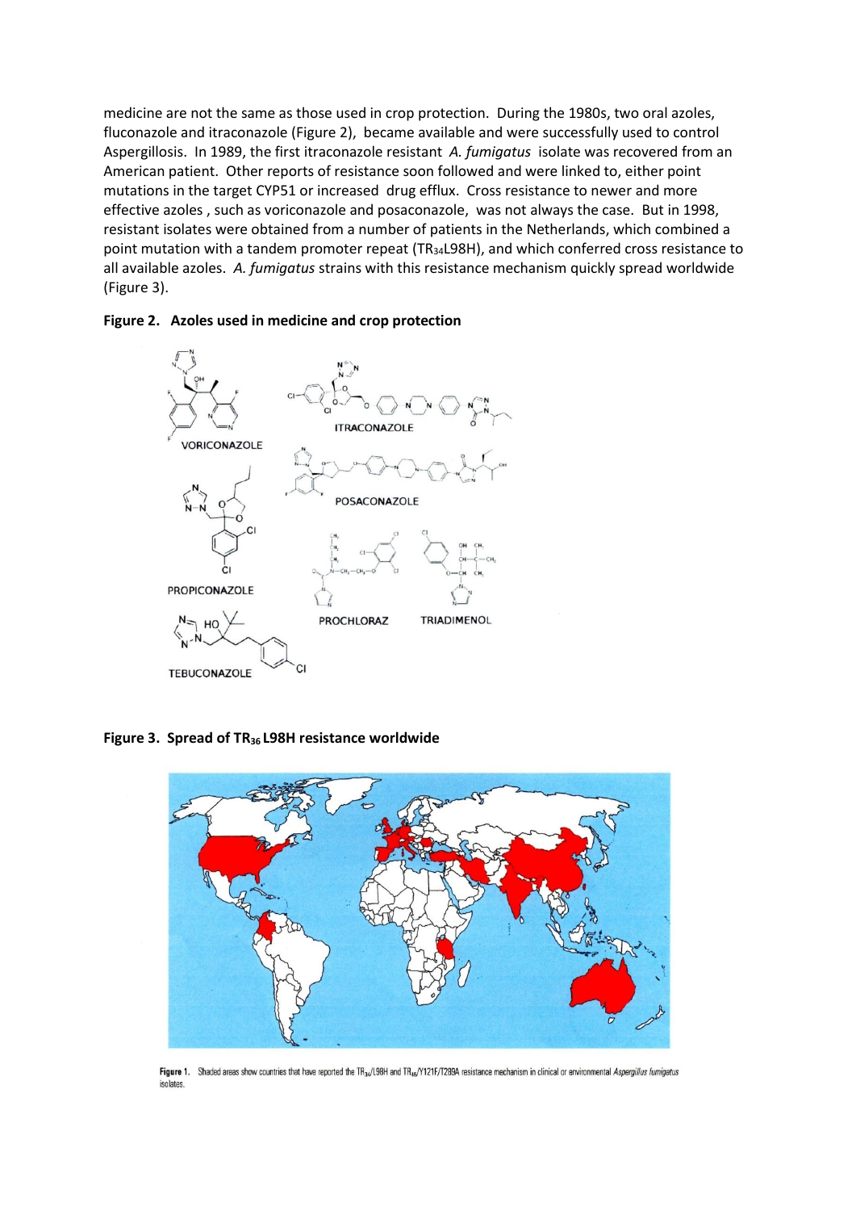medicine are not the same as those used in crop protection. During the 1980s, two oral azoles, fluconazole and itraconazole (Figure 2), became available and were successfully used to control Aspergillosis. In 1989, the first itraconazole resistant *A. fumigatus* isolate was recovered from an American patient. Other reports of resistance soon followed and were linked to, either point mutations in the target CYP51 or increased drug efflux. Cross resistance to newer and more effective azoles , such as voriconazole and posaconazole, was not always the case. But in 1998, resistant isolates were obtained from a number of patients in the Netherlands, which combined a point mutation with a tandem promoter repeat ($TR_{34}$L98H), and which conferred cross resistance to all available azoles. *A. fumigatus* strains with this resistance mechanism quickly spread worldwide (Figure 3).

**Figure 2. Azoles used in medicine and crop protection**

VORICONAZOLE

ITRACONAZOLE

POSACONAZOLE

PROPICONAZOLE

PROCHLORAZ

TRIADIMENOL

TEBUCONAZOLE

**Figure 3. Spread of $TR_{36}$ L98H resistance worldwide**

**Figure 1.** Shaded areas show countries that have reported the $TR_{34}$/L98H and $TR_{46}$/Y121F/T289A resistance mechanism in clinical or environmental *Aspergillus fumigatus* isolates.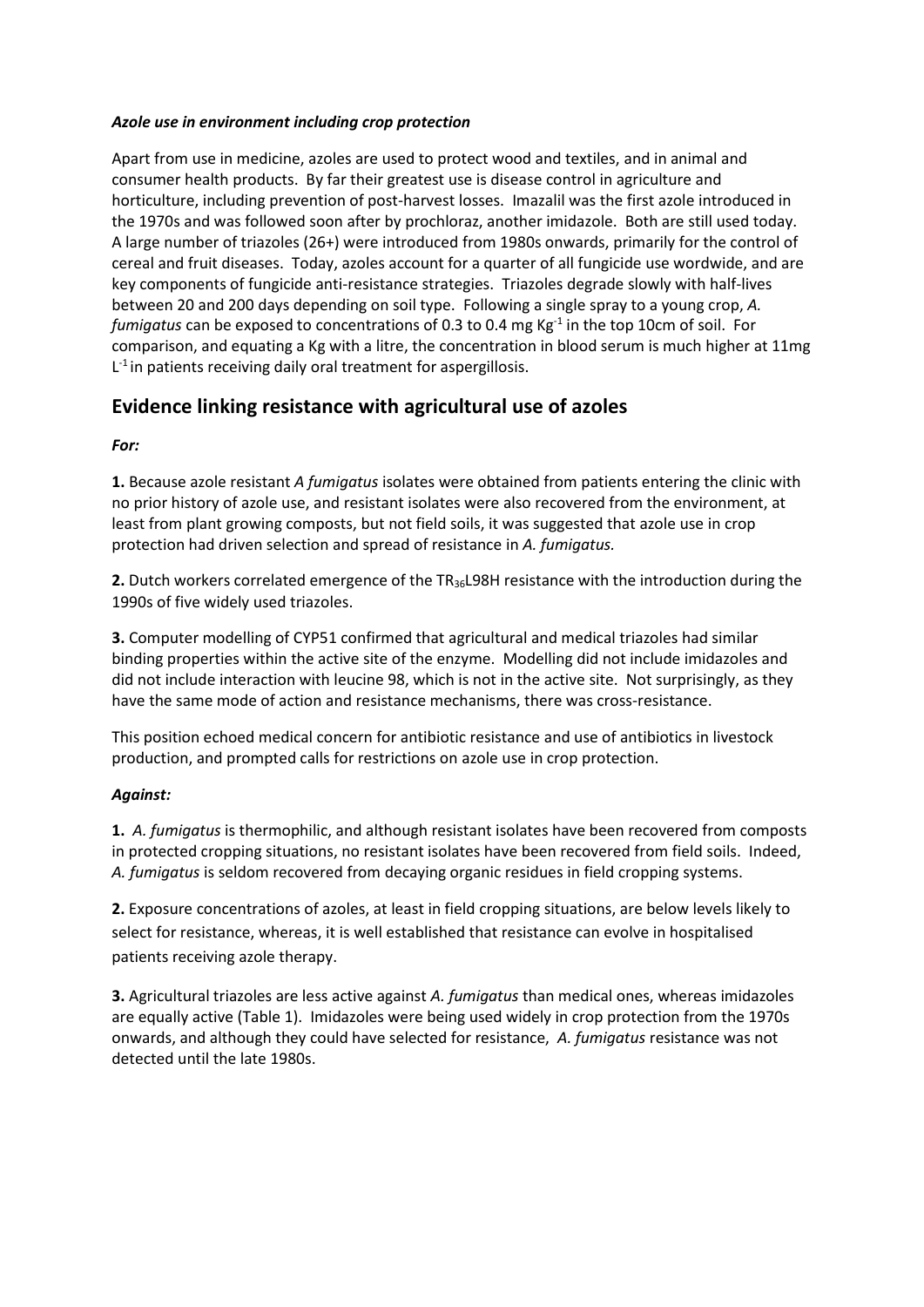***Azole use in environment including crop protection***

Apart from use in medicine, azoles are used to protect wood and textiles, and in animal and consumer health products. By far their greatest use is disease control in agriculture and horticulture, including prevention of post-harvest losses. Imazalil was the first azole introduced in the 1970s and was followed soon after by prochloraz, another imidazole. Both are still used today. A large number of triazoles (26+) were introduced from 1980s onwards, primarily for the control of cereal and fruit diseases. Today, azoles account for a quarter of all fungicide use wordwide, and are key components of fungicide anti-resistance strategies. Triazoles degrade slowly with half-lives between 20 and 200 days depending on soil type. Following a single spray to a young crop, *A. fumigatus* can be exposed to concentrations of 0.3 to 0.4 mg $Kg^{-1}$ in the top 10cm of soil. For comparison, and equating a Kg with a litre, the concentration in blood serum is much higher at 11mg $L^{-1}$ in patients receiving daily oral treatment for aspergillosis.

## Evidence linking resistance with agricultural use of azoles

***For:***

**1.** Because azole resistant *A fumigatus* isolates were obtained from patients entering the clinic with no prior history of azole use, and resistant isolates were also recovered from the environment, at least from plant growing composts, but not field soils, it was suggested that azole use in crop protection had driven selection and spread of resistance in *A. fumigatus.*

**2.** Dutch workers correlated emergence of the $TR_{36}$L98H resistance with the introduction during the 1990s of five widely used triazoles.

**3.** Computer modelling of CYP51 confirmed that agricultural and medical triazoles had similar binding properties within the active site of the enzyme. Modelling did not include imidazoles and did not include interaction with leucine 98, which is not in the active site. Not surprisingly, as they have the same mode of action and resistance mechanisms, there was cross-resistance.

This position echoed medical concern for antibiotic resistance and use of antibiotics in livestock production, and prompted calls for restrictions on azole use in crop protection.

***Against:***

**1.** *A. fumigatus* is thermophilic, and although resistant isolates have been recovered from composts in protected cropping situations, no resistant isolates have been recovered from field soils. Indeed, *A. fumigatus* is seldom recovered from decaying organic residues in field cropping systems.

**2.** Exposure concentrations of azoles, at least in field cropping situations, are below levels likely to select for resistance, whereas, it is well established that resistance can evolve in hospitalised patients receiving azole therapy.

**3.** Agricultural triazoles are less active against *A. fumigatus* than medical ones, whereas imidazoles are equally active (Table 1). Imidazoles were being used widely in crop protection from the 1970s onwards, and although they could have selected for resistance, *A. fumigatus* resistance was not detected until the late 1980s.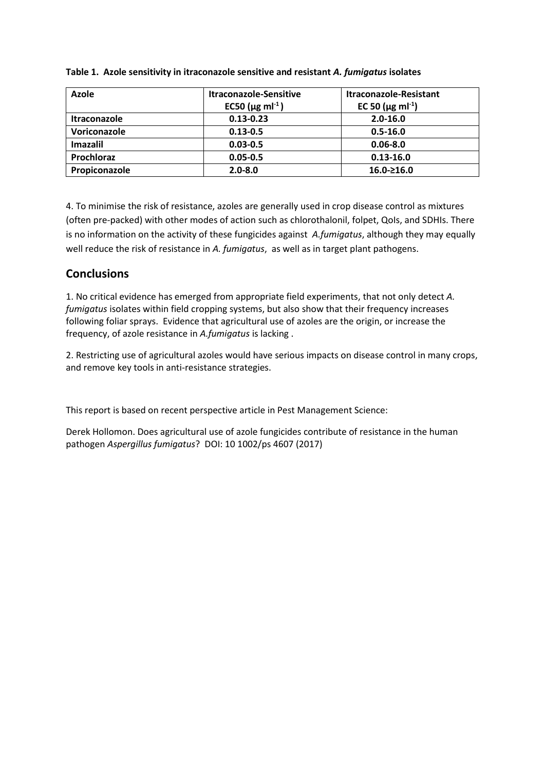**Table 1. Azole sensitivity in itraconazole sensitive and resistant *A. fumigatus* isolates**

| Azole | Itraconazole-Sensitive EC50 (μg $ml^{-1}$) | Itraconazole-Resistant EC 50 (μg $ml^{-1}$) |
|---|---|---|
| **Itraconazole** | **0.13-0.23** | **2.0-16.0** |
| **Voriconazole** | **0.13-0.5** | **0.5-16.0** |
| **Imazalil** | **0.03-0.5** | **0.06-8.0** |
| **Prochloraz** | **0.05-0.5** | **0.13-16.0** |
| **Propiconazole** | **2.0-8.0** | **16.0-≥16.0** |

4. To minimise the risk of resistance, azoles are generally used in crop disease control as mixtures (often pre-packed) with other modes of action such as chlorothalonil, folpet, QoIs, and SDHIs. There is no information on the activity of these fungicides against *A.fumigatus*, although they may equally well reduce the risk of resistance in *A. fumigatus*, as well as in target plant pathogens.

## Conclusions

1. No critical evidence has emerged from appropriate field experiments, that not only detect *A. fumigatus* isolates within field cropping systems, but also show that their frequency increases following foliar sprays. Evidence that agricultural use of azoles are the origin, or increase the frequency, of azole resistance in *A.fumigatus* is lacking .

2. Restricting use of agricultural azoles would have serious impacts on disease control in many crops, and remove key tools in anti-resistance strategies.

This report is based on recent perspective article in Pest Management Science:

Derek Hollomon. Does agricultural use of azole fungicides contribute of resistance in the human pathogen *Aspergillus fumigatus*? DOI: 10 1002/ps 4607 (2017)